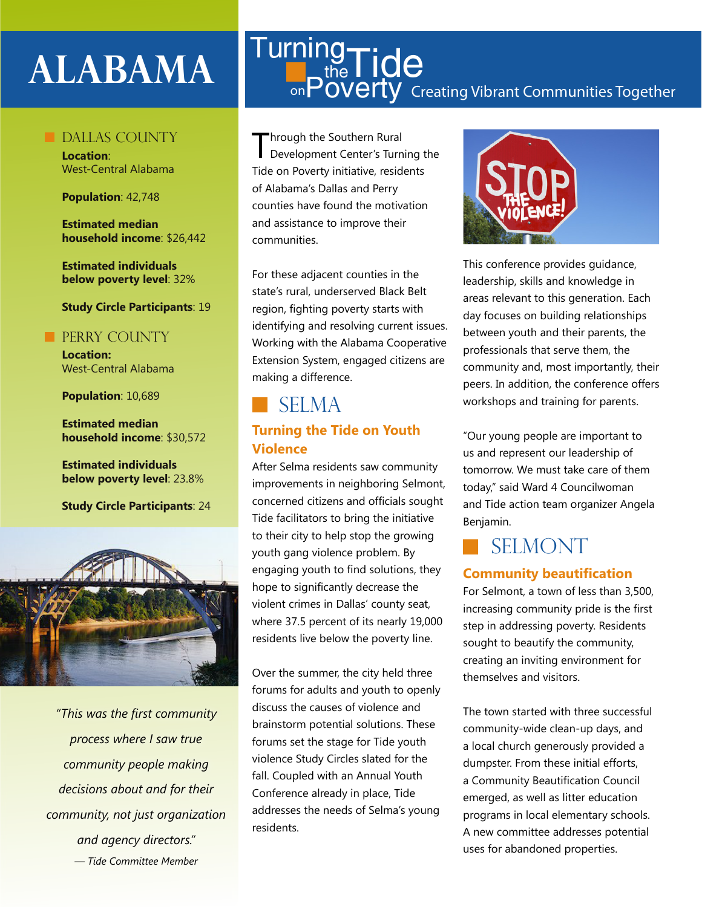# ALABAMA

## Turning the Tide on Poverty
Creating Vibrant Communities Together

### DALLAS COUNTY

**Location**:
West-Central Alabama

**Population**: 42,748

**Estimated median household income**: $26,442

**Estimated individuals below poverty level**: 32%

**Study Circle Participants**: 19

### PERRY COUNTY

**Location:**
West-Central Alabama

**Population**: 10,689

**Estimated median household income**: $30,572

**Estimated individuals below poverty level**: 23.8%

**Study Circle Participants**: 24

*"This was the first community process where I saw true community people making decisions about and for their community, not just organization and agency directors."*

*— Tide Committee Member*

Through the Southern Rural Development Center's Turning the Tide on Poverty initiative, residents of Alabama's Dallas and Perry counties have found the motivation and assistance to improve their communities.

For these adjacent counties in the state's rural, underserved Black Belt region, fighting poverty starts with identifying and resolving current issues. Working with the Alabama Cooperative Extension System, engaged citizens are making a difference.

## SELMA

### Turning the Tide on Youth Violence

After Selma residents saw community improvements in neighboring Selmont, concerned citizens and officials sought Tide facilitators to bring the initiative to their city to help stop the growing youth gang violence problem. By engaging youth to find solutions, they hope to significantly decrease the violent crimes in Dallas' county seat, where 37.5 percent of its nearly 19,000 residents live below the poverty line.

Over the summer, the city held three forums for adults and youth to openly discuss the causes of violence and brainstorm potential solutions. These forums set the stage for Tide youth violence Study Circles slated for the fall. Coupled with an Annual Youth Conference already in place, Tide addresses the needs of Selma's young residents.

This conference provides guidance, leadership, skills and knowledge in areas relevant to this generation. Each day focuses on building relationships between youth and their parents, the professionals that serve them, the community and, most importantly, their peers. In addition, the conference offers workshops and training for parents.

"Our young people are important to us and represent our leadership of tomorrow. We must take care of them today," said Ward 4 Councilwoman and Tide action team organizer Angela Benjamin.

## SELMONT

### Community beautification

For Selmont, a town of less than 3,500, increasing community pride is the first step in addressing poverty. Residents sought to beautify the community, creating an inviting environment for themselves and visitors.

The town started with three successful community-wide clean-up days, and a local church generously provided a dumpster. From these initial efforts, a Community Beautification Council emerged, as well as litter education programs in local elementary schools. A new committee addresses potential uses for abandoned properties.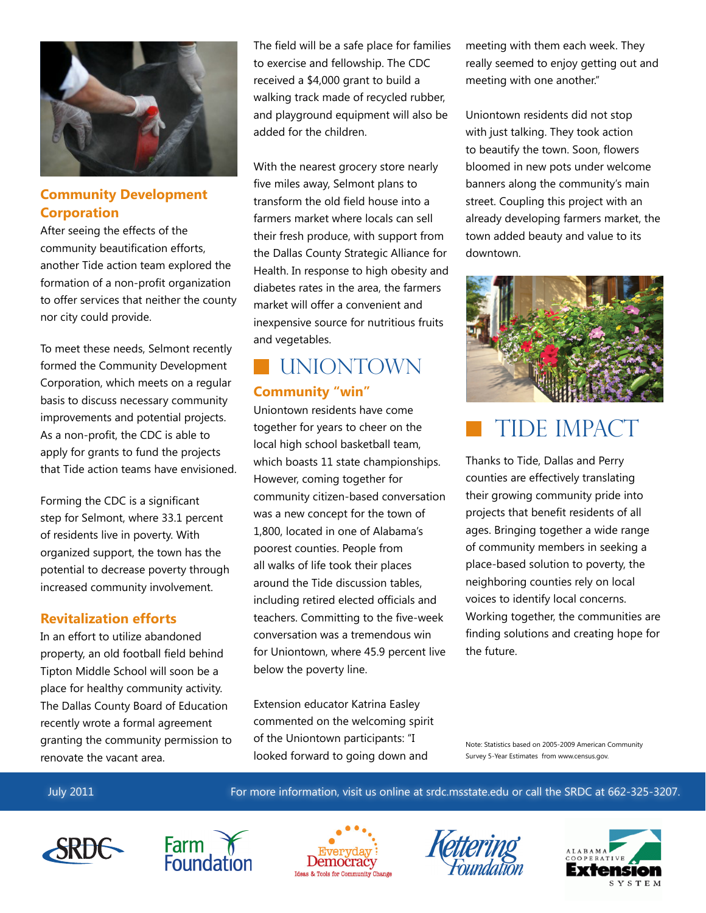### Community Development Corporation

After seeing the effects of the community beautification efforts, another Tide action team explored the formation of a non-profit organization to offer services that neither the county nor city could provide.

To meet these needs, Selmont recently formed the Community Development Corporation, which meets on a regular basis to discuss necessary community improvements and potential projects. As a non-profit, the CDC is able to apply for grants to fund the projects that Tide action teams have envisioned.

Forming the CDC is a significant step for Selmont, where 33.1 percent of residents live in poverty. With organized support, the town has the potential to decrease poverty through increased community involvement.

### Revitalization efforts

In an effort to utilize abandoned property, an old football field behind Tipton Middle School will soon be a place for healthy community activity. The Dallas County Board of Education recently wrote a formal agreement granting the community permission to renovate the vacant area. The field will be a safe place for families to exercise and fellowship. The CDC received a $4,000 grant to build a walking track made of recycled rubber, and playground equipment will also be added for the children.

With the nearest grocery store nearly five miles away, Selmont plans to transform the old field house into a farmers market where locals can sell their fresh produce, with support from the Dallas County Strategic Alliance for Health. In response to high obesity and diabetes rates in the area, the farmers market will offer a convenient and inexpensive source for nutritious fruits and vegetables.

## UNIONTOWN

### Community "win"

Uniontown residents have come together for years to cheer on the local high school basketball team, which boasts 11 state championships. However, coming together for community citizen-based conversation was a new concept for the town of 1,800, located in one of Alabama's poorest counties. People from all walks of life took their places around the Tide discussion tables, including retired elected officials and teachers. Committing to the five-week conversation was a tremendous win for Uniontown, where 45.9 percent live below the poverty line.

Extension educator Katrina Easley commented on the welcoming spirit of the Uniontown participants: "I looked forward to going down and meeting with them each week. They really seemed to enjoy getting out and meeting with one another."

Uniontown residents did not stop with just talking. They took action to beautify the town. Soon, flowers bloomed in new pots under welcome banners along the community's main street. Coupling this project with an already developing farmers market, the town added beauty and value to its downtown.

## TIDE IMPACT

Thanks to Tide, Dallas and Perry counties are effectively translating their growing community pride into projects that benefit residents of all ages. Bringing together a wide range of community members in seeking a place-based solution to poverty, the neighboring counties rely on local voices to identify local concerns. Working together, the communities are finding solutions and creating hope for the future.

Note: Statistics based on 2005-2009 American Community Survey 5-Year Estimates from www.census.gov.

July 2011

For more information, visit us online at srdc.msstate.edu or call the SRDC at 662-325-3207.